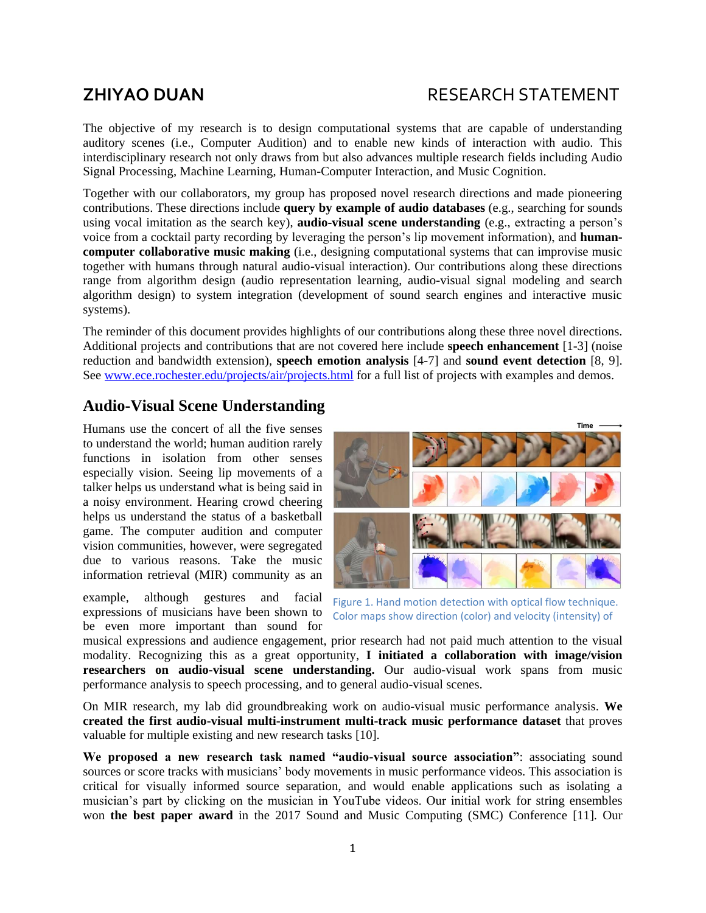# ZHIYAO DUAN — RESEARCH STATEMENT

The objective of my research is to design computational systems that are capable of understanding auditory scenes (i.e., Computer Audition) and to enable new kinds of interaction with audio. This interdisciplinary research not only draws from but also advances multiple research fields including Audio Signal Processing, Machine Learning, Human-Computer Interaction, and Music Cognition.

Together with our collaborators, my group has proposed novel research directions and made pioneering contributions. These directions include **query by example of audio databases** (e.g., searching for sounds using vocal imitation as the search key), **audio-visual scene understanding** (e.g., extracting a person's voice from a cocktail party recording by leveraging the person's lip movement information), and **human-computer collaborative music making** (i.e., designing computational systems that can improvise music together with humans through natural audio-visual interaction). Our contributions along these directions range from algorithm design (audio representation learning, audio-visual signal modeling and search algorithm design) to system integration (development of sound search engines and interactive music systems).

The reminder of this document provides highlights of our contributions along these three novel directions. Additional projects and contributions that are not covered here include **speech enhancement** [1-3] (noise reduction and bandwidth extension), **speech emotion analysis** [4-7] and **sound event detection** [8, 9]. See www.ece.rochester.edu/projects/air/projects.html for a full list of projects with examples and demos.

## Audio-Visual Scene Understanding

Humans use the concert of all the five senses to understand the world; human audition rarely functions in isolation from other senses especially vision. Seeing lip movements of a talker helps us understand what is being said in a noisy environment. Hearing crowd cheering helps us understand the status of a basketball game. The computer audition and computer vision communities, however, were segregated due to various reasons. Take the music information retrieval (MIR) community as an example, although gestures and facial expressions of musicians have been shown to be even more important than sound for musical expressions and audience engagement, prior research had not paid much attention to the visual modality. Recognizing this as a great opportunity, **I initiated a collaboration with image/vision researchers on audio-visual scene understanding.** Our audio-visual work spans from music performance analysis to speech processing, and to general audio-visual scenes.

Figure 1. Hand motion detection with optical flow technique. Color maps show direction (color) and velocity (intensity) of

On MIR research, my lab did groundbreaking work on audio-visual music performance analysis. **We created the first audio-visual multi-instrument multi-track music performance dataset** that proves valuable for multiple existing and new research tasks [10].

**We proposed a new research task named "audio-visual source association"**: associating sound sources or score tracks with musicians' body movements in music performance videos. This association is critical for visually informed source separation, and would enable applications such as isolating a musician's part by clicking on the musician in YouTube videos. Our initial work for string ensembles won **the best paper award** in the 2017 Sound and Music Computing (SMC) Conference [11]. Our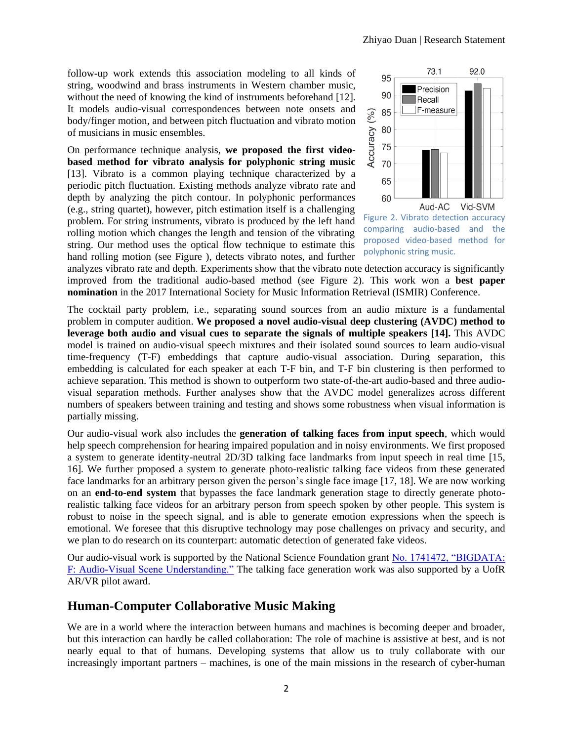follow-up work extends this association modeling to all kinds of string, woodwind and brass instruments in Western chamber music, without the need of knowing the kind of instruments beforehand [12]. It models audio-visual correspondences between note onsets and body/finger motion, and between pitch fluctuation and vibrato motion of musicians in music ensembles.

On performance technique analysis, **we proposed the first video-based method for vibrato analysis for polyphonic string music** [13]. Vibrato is a common playing technique characterized by a periodic pitch fluctuation. Existing methods analyze vibrato rate and depth by analyzing the pitch contour. In polyphonic performances (e.g., string quartet), however, pitch estimation itself is a challenging problem. For string instruments, vibrato is produced by the left hand rolling motion which changes the length and tension of the vibrating string. Our method uses the optical flow technique to estimate this hand rolling motion (see Figure ), detects vibrato notes, and further analyzes vibrato rate and depth. Experiments show that the vibrato note detection accuracy is significantly improved from the traditional audio-based method (see Figure 2). This work won a **best paper nomination** in the 2017 International Society for Music Information Retrieval (ISMIR) Conference.

Figure 2. Vibrato detection accuracy comparing audio-based and the proposed video-based method for polyphonic string music.

The cocktail party problem, i.e., separating sound sources from an audio mixture is a fundamental problem in computer audition. **We proposed a novel audio-visual deep clustering (AVDC) method to leverage both audio and visual cues to separate the signals of multiple speakers [14].** This AVDC model is trained on audio-visual speech mixtures and their isolated sound sources to learn audio-visual time-frequency (T-F) embeddings that capture audio-visual association. During separation, this embedding is calculated for each speaker at each T-F bin, and T-F bin clustering is then performed to achieve separation. This method is shown to outperform two state-of-the-art audio-based and three audio-visual separation methods. Further analyses show that the AVDC model generalizes across different numbers of speakers between training and testing and shows some robustness when visual information is partially missing.

Our audio-visual work also includes the **generation of talking faces from input speech**, which would help speech comprehension for hearing impaired population and in noisy environments. We first proposed a system to generate identity-neutral 2D/3D talking face landmarks from input speech in real time [15, 16]. We further proposed a system to generate photo-realistic talking face videos from these generated face landmarks for an arbitrary person given the person's single face image [17, 18]. We are now working on an **end-to-end system** that bypasses the face landmark generation stage to directly generate photo-realistic talking face videos for an arbitrary person from speech spoken by other people. This system is robust to noise in the speech signal, and is able to generate emotion expressions when the speech is emotional. We foresee that this disruptive technology may pose challenges on privacy and security, and we plan to do research on its counterpart: automatic detection of generated fake videos.

Our audio-visual work is supported by the National Science Foundation grant No. 1741472, "BIGDATA: F: Audio-Visual Scene Understanding." The talking face generation work was also supported by a UofR AR/VR pilot award.

## Human-Computer Collaborative Music Making

We are in a world where the interaction between humans and machines is becoming deeper and broader, but this interaction can hardly be called collaboration: The role of machine is assistive at best, and is not nearly equal to that of humans. Developing systems that allow us to truly collaborate with our increasingly important partners – machines, is one of the main missions in the research of cyber-human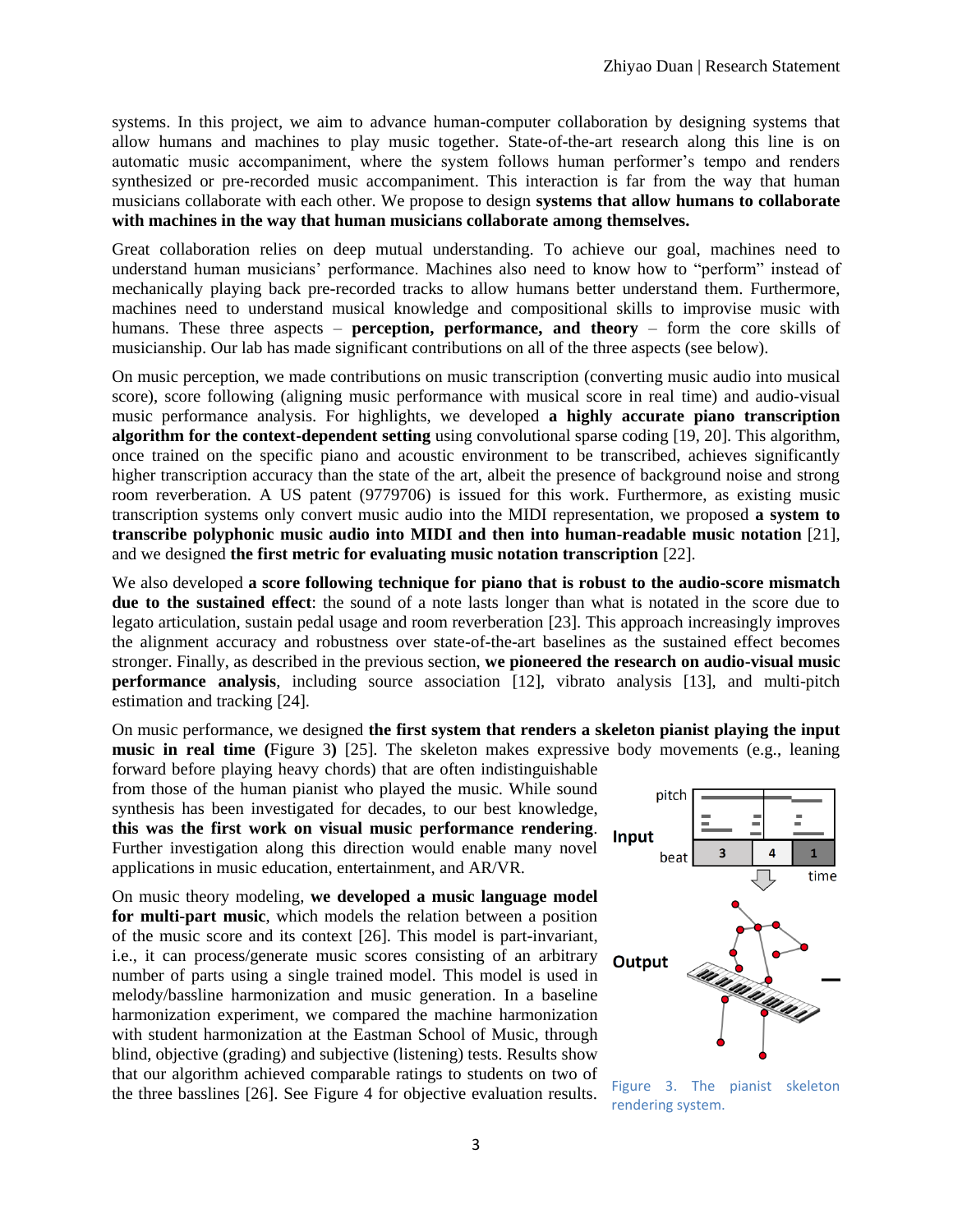systems. In this project, we aim to advance human-computer collaboration by designing systems that allow humans and machines to play music together. State-of-the-art research along this line is on automatic music accompaniment, where the system follows human performer's tempo and renders synthesized or pre-recorded music accompaniment. This interaction is far from the way that human musicians collaborate with each other. We propose to design **systems that allow humans to collaborate with machines in the way that human musicians collaborate among themselves.**

Great collaboration relies on deep mutual understanding. To achieve our goal, machines need to understand human musicians' performance. Machines also need to know how to "perform" instead of mechanically playing back pre-recorded tracks to allow humans better understand them. Furthermore, machines need to understand musical knowledge and compositional skills to improvise music with humans. These three aspects – **perception, performance, and theory** – form the core skills of musicianship. Our lab has made significant contributions on all of the three aspects (see below).

On music perception, we made contributions on music transcription (converting music audio into musical score), score following (aligning music performance with musical score in real time) and audio-visual music performance analysis. For highlights, we developed **a highly accurate piano transcription algorithm for the context-dependent setting** using convolutional sparse coding [19, 20]. This algorithm, once trained on the specific piano and acoustic environment to be transcribed, achieves significantly higher transcription accuracy than the state of the art, albeit the presence of background noise and strong room reverberation. A US patent (9779706) is issued for this work. Furthermore, as existing music transcription systems only convert music audio into the MIDI representation, we proposed **a system to transcribe polyphonic music audio into MIDI and then into human-readable music notation** [21], and we designed **the first metric for evaluating music notation transcription** [22].

We also developed **a score following technique for piano that is robust to the audio-score mismatch due to the sustained effect**: the sound of a note lasts longer than what is notated in the score due to legato articulation, sustain pedal usage and room reverberation [23]. This approach increasingly improves the alignment accuracy and robustness over state-of-the-art baselines as the sustained effect becomes stronger. Finally, as described in the previous section, **we pioneered the research on audio-visual music performance analysis**, including source association [12], vibrato analysis [13], and multi-pitch estimation and tracking [24].

On music performance, we designed **the first system that renders a skeleton pianist playing the input music in real time (**Figure 3**)** [25]. The skeleton makes expressive body movements (e.g., leaning forward before playing heavy chords) that are often indistinguishable from those of the human pianist who played the music. While sound synthesis has been investigated for decades, to our best knowledge, **this was the first work on visual music performance rendering**. Further investigation along this direction would enable many novel applications in music education, entertainment, and AR/VR.

On music theory modeling, **we developed a music language model for multi-part music**, which models the relation between a position of the music score and its context [26]. This model is part-invariant, i.e., it can process/generate music scores consisting of an arbitrary number of parts using a single trained model. This model is used in melody/bassline harmonization and music generation. In a baseline harmonization experiment, we compared the machine harmonization with student harmonization at the Eastman School of Music, through blind, objective (grading) and subjective (listening) tests. Results show that our algorithm achieved comparable ratings to students on two of the three basslines [26]. See Figure 4 for objective evaluation results.

Figure 3. The pianist skeleton rendering system.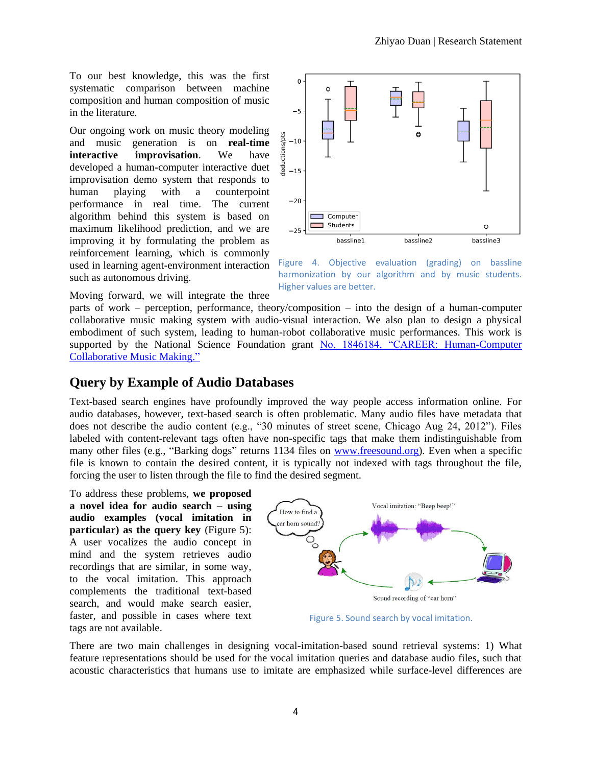To our best knowledge, this was the first systematic comparison between machine composition and human composition of music in the literature.

Our ongoing work on music theory modeling and music generation is on **real-time interactive improvisation**. We have developed a human-computer interactive duet improvisation demo system that responds to human playing with a counterpoint performance in real time. The current algorithm behind this system is based on maximum likelihood prediction, and we are improving it by formulating the problem as reinforcement learning, which is commonly used in learning agent-environment interaction such as autonomous driving.

Figure 4. Objective evaluation (grading) on bassline harmonization by our algorithm and by music students. Higher values are better.

Moving forward, we will integrate the three parts of work – perception, performance, theory/composition – into the design of a human-computer collaborative music making system with audio-visual interaction. We also plan to design a physical embodiment of such system, leading to human-robot collaborative music performances. This work is supported by the National Science Foundation grant [No. 1846184, "CAREER: Human-Computer Collaborative Music Making."]

## Query by Example of Audio Databases

Text-based search engines have profoundly improved the way people access information online. For audio databases, however, text-based search is often problematic. Many audio files have metadata that does not describe the audio content (e.g., "30 minutes of street scene, Chicago Aug 24, 2012"). Files labeled with content-relevant tags often have non-specific tags that make them indistinguishable from many other files (e.g., "Barking dogs" returns 1134 files on [www.freesound.org]). Even when a specific file is known to contain the desired content, it is typically not indexed with tags throughout the file, forcing the user to listen through the file to find the desired segment.

To address these problems, **we proposed a novel idea for audio search – using audio examples (vocal imitation in particular) as the query key** (Figure 5): A user vocalizes the audio concept in mind and the system retrieves audio recordings that are similar, in some way, to the vocal imitation. This approach complements the traditional text-based search, and would make search easier, faster, and possible in cases where text tags are not available.

Figure 5. Sound search by vocal imitation.

There are two main challenges in designing vocal-imitation-based sound retrieval systems: 1) What feature representations should be used for the vocal imitation queries and database audio files, such that acoustic characteristics that humans use to imitate are emphasized while surface-level differences are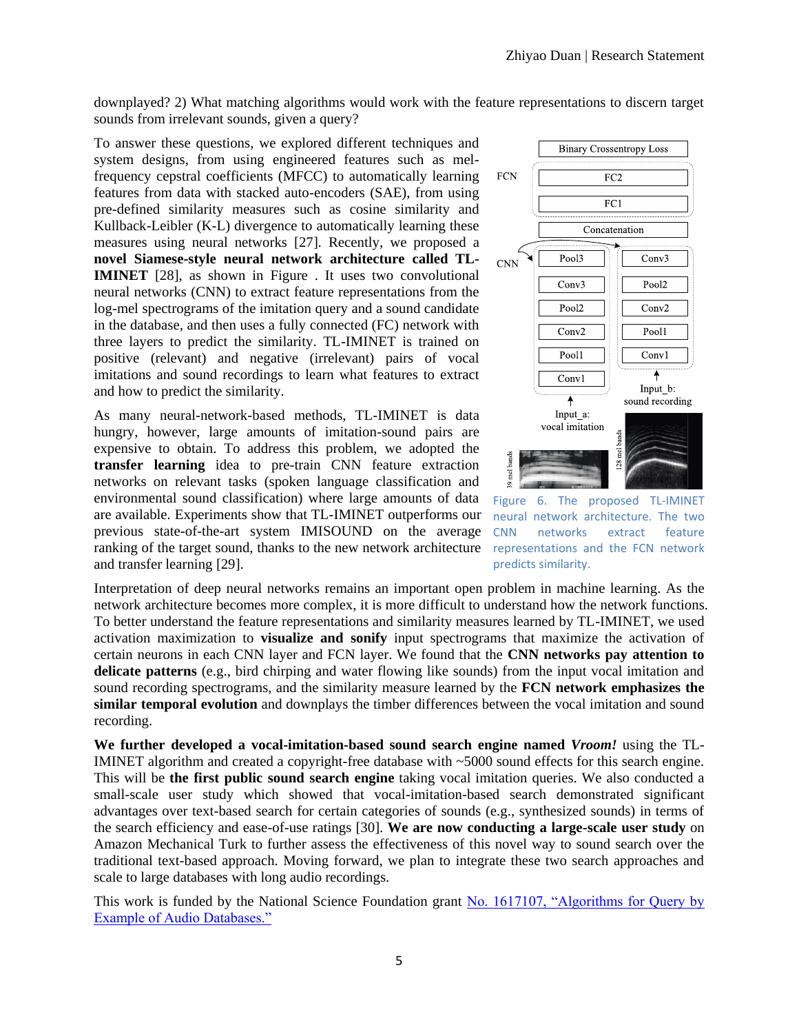downplayed? 2) What matching algorithms would work with the feature representations to discern target sounds from irrelevant sounds, given a query?

To answer these questions, we explored different techniques and system designs, from using engineered features such as mel-frequency cepstral coefficients (MFCC) to automatically learning features from data with stacked auto-encoders (SAE), from using pre-defined similarity measures such as cosine similarity and Kullback-Leibler (K-L) divergence to automatically learning these measures using neural networks [27]. Recently, we proposed a **novel Siamese-style neural network architecture called TL-IMINET** [28], as shown in Figure . It uses two convolutional neural networks (CNN) to extract feature representations from the log-mel spectrograms of the imitation query and a sound candidate in the database, and then uses a fully connected (FC) network with three layers to predict the similarity. TL-IMINET is trained on positive (relevant) and negative (irrelevant) pairs of vocal imitations and sound recordings to learn what features to extract and how to predict the similarity.

As many neural-network-based methods, TL-IMINET is data hungry, however, large amounts of imitation-sound pairs are expensive to obtain. To address this problem, we adopted the **transfer learning** idea to pre-train CNN feature extraction networks on relevant tasks (spoken language classification and environmental sound classification) where large amounts of data are available. Experiments show that TL-IMINET outperforms our previous state-of-the-art system IMISOUND on the average ranking of the target sound, thanks to the new network architecture and transfer learning [29].

Figure 6. The proposed TL-IMINET neural network architecture. The two CNN networks extract feature representations and the FCN network predicts similarity.

Interpretation of deep neural networks remains an important open problem in machine learning. As the network architecture becomes more complex, it is more difficult to understand how the network functions. To better understand the feature representations and similarity measures learned by TL-IMINET, we used activation maximization to **visualize and sonify** input spectrograms that maximize the activation of certain neurons in each CNN layer and FCN layer. We found that the **CNN networks pay attention to delicate patterns** (e.g., bird chirping and water flowing like sounds) from the input vocal imitation and sound recording spectrograms, and the similarity measure learned by the **FCN network emphasizes the similar temporal evolution** and downplays the timber differences between the vocal imitation and sound recording.

**We further developed a vocal-imitation-based sound search engine named *Vroom!*** using the TL-IMINET algorithm and created a copyright-free database with ~5000 sound effects for this search engine. This will be **the first public sound search engine** taking vocal imitation queries. We also conducted a small-scale user study which showed that vocal-imitation-based search demonstrated significant advantages over text-based search for certain categories of sounds (e.g., synthesized sounds) in terms of the search efficiency and ease-of-use ratings [30]. **We are now conducting a large-scale user study** on Amazon Mechanical Turk to further assess the effectiveness of this novel way to sound search over the traditional text-based approach. Moving forward, we plan to integrate these two search approaches and scale to large databases with long audio recordings.

This work is funded by the National Science Foundation grant No. 1617107, "Algorithms for Query by Example of Audio Databases."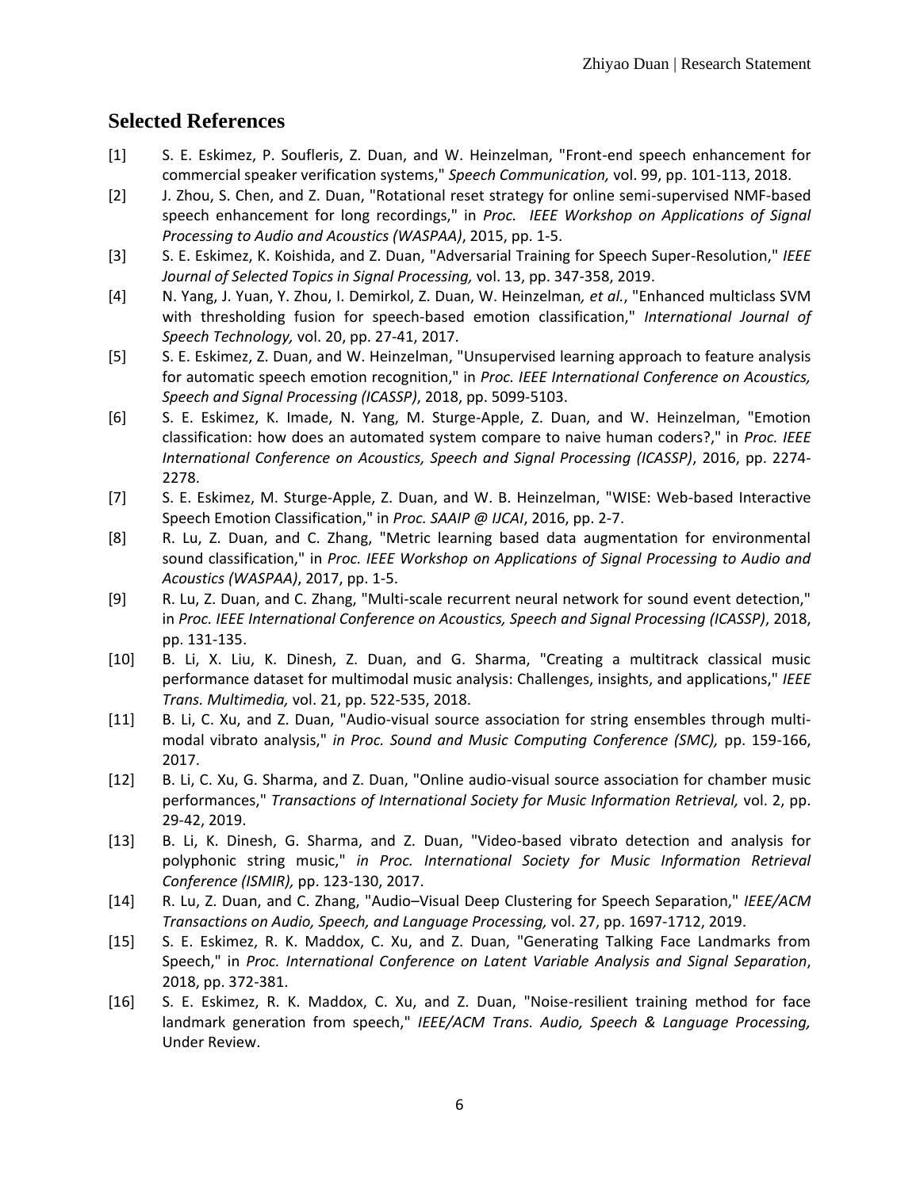## Selected References

[1] S. E. Eskimez, P. Soufleris, Z. Duan, and W. Heinzelman, "Front-end speech enhancement for commercial speaker verification systems," *Speech Communication,* vol. 99, pp. 101-113, 2018.

[2] J. Zhou, S. Chen, and Z. Duan, "Rotational reset strategy for online semi-supervised NMF-based speech enhancement for long recordings," in *Proc. IEEE Workshop on Applications of Signal Processing to Audio and Acoustics (WASPAA)*, 2015, pp. 1-5.

[3] S. E. Eskimez, K. Koishida, and Z. Duan, "Adversarial Training for Speech Super-Resolution," *IEEE Journal of Selected Topics in Signal Processing,* vol. 13, pp. 347-358, 2019.

[4] N. Yang, J. Yuan, Y. Zhou, I. Demirkol, Z. Duan, W. Heinzelman*, et al.*, "Enhanced multiclass SVM with thresholding fusion for speech-based emotion classification," *International Journal of Speech Technology,* vol. 20, pp. 27-41, 2017.

[5] S. E. Eskimez, Z. Duan, and W. Heinzelman, "Unsupervised learning approach to feature analysis for automatic speech emotion recognition," in *Proc. IEEE International Conference on Acoustics, Speech and Signal Processing (ICASSP)*, 2018, pp. 5099-5103.

[6] S. E. Eskimez, K. Imade, N. Yang, M. Sturge-Apple, Z. Duan, and W. Heinzelman, "Emotion classification: how does an automated system compare to naive human coders?," in *Proc. IEEE International Conference on Acoustics, Speech and Signal Processing (ICASSP)*, 2016, pp. 2274-2278.

[7] S. E. Eskimez, M. Sturge-Apple, Z. Duan, and W. B. Heinzelman, "WISE: Web-based Interactive Speech Emotion Classification," in *Proc. SAAIP @ IJCAI*, 2016, pp. 2-7.

[8] R. Lu, Z. Duan, and C. Zhang, "Metric learning based data augmentation for environmental sound classification," in *Proc. IEEE Workshop on Applications of Signal Processing to Audio and Acoustics (WASPAA)*, 2017, pp. 1-5.

[9] R. Lu, Z. Duan, and C. Zhang, "Multi-scale recurrent neural network for sound event detection," in *Proc. IEEE International Conference on Acoustics, Speech and Signal Processing (ICASSP)*, 2018, pp. 131-135.

[10] B. Li, X. Liu, K. Dinesh, Z. Duan, and G. Sharma, "Creating a multitrack classical music performance dataset for multimodal music analysis: Challenges, insights, and applications," *IEEE Trans. Multimedia,* vol. 21, pp. 522-535, 2018.

[11] B. Li, C. Xu, and Z. Duan, "Audio-visual source association for string ensembles through multi-modal vibrato analysis," *in Proc. Sound and Music Computing Conference (SMC),* pp. 159-166, 2017.

[12] B. Li, C. Xu, G. Sharma, and Z. Duan, "Online audio-visual source association for chamber music performances," *Transactions of International Society for Music Information Retrieval,* vol. 2, pp. 29-42, 2019.

[13] B. Li, K. Dinesh, G. Sharma, and Z. Duan, "Video-based vibrato detection and analysis for polyphonic string music," *in Proc. International Society for Music Information Retrieval Conference (ISMIR),* pp. 123-130, 2017.

[14] R. Lu, Z. Duan, and C. Zhang, "Audio–Visual Deep Clustering for Speech Separation," *IEEE/ACM Transactions on Audio, Speech, and Language Processing,* vol. 27, pp. 1697-1712, 2019.

[15] S. E. Eskimez, R. K. Maddox, C. Xu, and Z. Duan, "Generating Talking Face Landmarks from Speech," in *Proc. International Conference on Latent Variable Analysis and Signal Separation*, 2018, pp. 372-381.

[16] S. E. Eskimez, R. K. Maddox, C. Xu, and Z. Duan, "Noise-resilient training method for face landmark generation from speech," *IEEE/ACM Trans. Audio, Speech & Language Processing,* Under Review.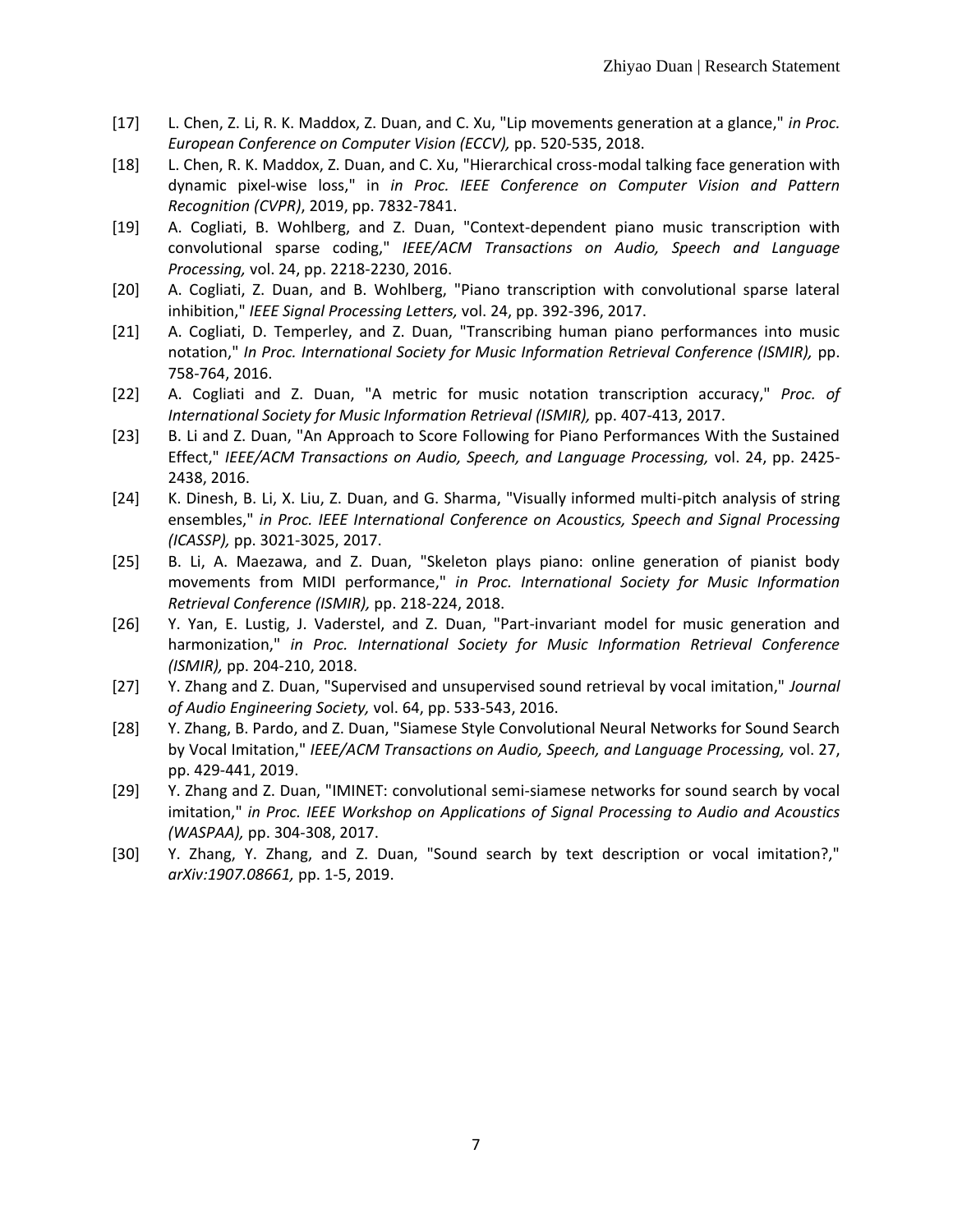[17] L. Chen, Z. Li, R. K. Maddox, Z. Duan, and C. Xu, "Lip movements generation at a glance," *in Proc. European Conference on Computer Vision (ECCV),* pp. 520-535, 2018.

[18] L. Chen, R. K. Maddox, Z. Duan, and C. Xu, "Hierarchical cross-modal talking face generation with dynamic pixel-wise loss," in *in Proc. IEEE Conference on Computer Vision and Pattern Recognition (CVPR)*, 2019, pp. 7832-7841.

[19] A. Cogliati, B. Wohlberg, and Z. Duan, "Context-dependent piano music transcription with convolutional sparse coding," *IEEE/ACM Transactions on Audio, Speech and Language Processing,* vol. 24, pp. 2218-2230, 2016.

[20] A. Cogliati, Z. Duan, and B. Wohlberg, "Piano transcription with convolutional sparse lateral inhibition," *IEEE Signal Processing Letters,* vol. 24, pp. 392-396, 2017.

[21] A. Cogliati, D. Temperley, and Z. Duan, "Transcribing human piano performances into music notation," *In Proc. International Society for Music Information Retrieval Conference (ISMIR),* pp. 758-764, 2016.

[22] A. Cogliati and Z. Duan, "A metric for music notation transcription accuracy," *Proc. of International Society for Music Information Retrieval (ISMIR),* pp. 407-413, 2017.

[23] B. Li and Z. Duan, "An Approach to Score Following for Piano Performances With the Sustained Effect," *IEEE/ACM Transactions on Audio, Speech, and Language Processing,* vol. 24, pp. 2425-2438, 2016.

[24] K. Dinesh, B. Li, X. Liu, Z. Duan, and G. Sharma, "Visually informed multi-pitch analysis of string ensembles," *in Proc. IEEE International Conference on Acoustics, Speech and Signal Processing (ICASSP),* pp. 3021-3025, 2017.

[25] B. Li, A. Maezawa, and Z. Duan, "Skeleton plays piano: online generation of pianist body movements from MIDI performance," *in Proc. International Society for Music Information Retrieval Conference (ISMIR),* pp. 218-224, 2018.

[26] Y. Yan, E. Lustig, J. Vaderstel, and Z. Duan, "Part-invariant model for music generation and harmonization," *in Proc. International Society for Music Information Retrieval Conference (ISMIR),* pp. 204-210, 2018.

[27] Y. Zhang and Z. Duan, "Supervised and unsupervised sound retrieval by vocal imitation," *Journal of Audio Engineering Society,* vol. 64, pp. 533-543, 2016.

[28] Y. Zhang, B. Pardo, and Z. Duan, "Siamese Style Convolutional Neural Networks for Sound Search by Vocal Imitation," *IEEE/ACM Transactions on Audio, Speech, and Language Processing,* vol. 27, pp. 429-441, 2019.

[29] Y. Zhang and Z. Duan, "IMINET: convolutional semi-siamese networks for sound search by vocal imitation," *in Proc. IEEE Workshop on Applications of Signal Processing to Audio and Acoustics (WASPAA),* pp. 304-308, 2017.

[30] Y. Zhang, Y. Zhang, and Z. Duan, "Sound search by text description or vocal imitation?," *arXiv:1907.08661,* pp. 1-5, 2019.